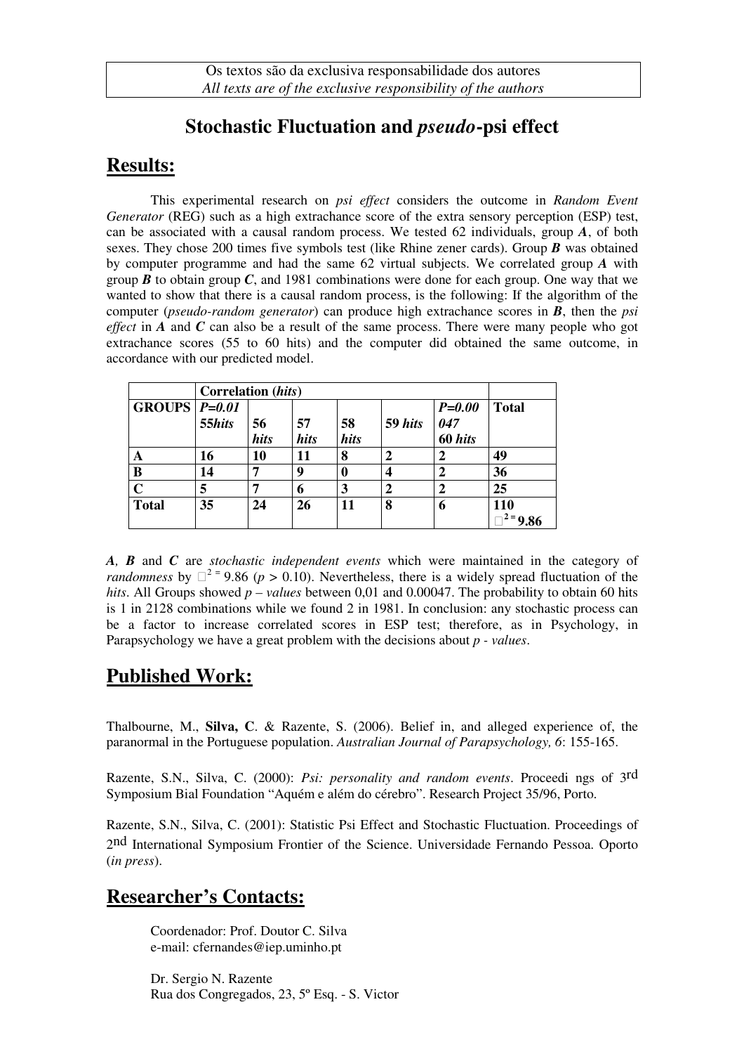Os textos são da exclusiva responsabilidade dos autores
*All texts are of the exclusive responsibility of the authors*

# Stochastic Fluctuation and *pseudo*-psi effect

## Results:

This experimental research on *psi effect* considers the outcome in *Random Event Generator* (REG) such as a high extrachance score of the extra sensory perception (ESP) test, can be associated with a causal random process. We tested 62 individuals, group ***A***, of both sexes. They chose 200 times five symbols test (like Rhine zener cards). Group ***B*** was obtained by computer programme and had the same 62 virtual subjects. We correlated group ***A*** with group ***B*** to obtain group ***C***, and 1981 combinations were done for each group. One way that we wanted to show that there is a causal random process, is the following: If the algorithm of the computer (*pseudo-random generator*) can produce high extrachance scores in ***B***, then the *psi effect* in ***A*** and ***C*** can also be a result of the same process. There were many people who got extrachance scores (55 to 60 hits) and the computer did obtained the same outcome, in accordance with our predicted model.

| | **Correlation (*hits*)** | | | | | | |
|---|---|---|---|---|---|---|---|
| **GROUPS** | ***P=0.01* *55hits*** | ***56 hits*** | ***57 hits*** | ***58 hits*** | **59 *hits*** | ***P=0.00047* 60 *hits*** | **Total** |
| **A** | **16** | **10** | **11** | **8** | **2** | **2** | **49** |
| **B** | **14** | **7** | **9** | **0** | **4** | **2** | **36** |
| **C** | **5** | **7** | **6** | **3** | **2** | **2** | **25** |
| **Total** | **35** | **24** | **26** | **11** | **8** | **6** | **110** $\chi^2 = 9.86$ |

***A**, **B*** and ***C*** are *stochastic independent events* which were maintained in the category of *randomness* by $\chi^2 = 9.86$ ($p > 0.10$). Nevertheless, there is a widely spread fluctuation of the *hits*. All Groups showed *p – values* between 0,01 and 0.00047. The probability to obtain 60 hits is 1 in 2128 combinations while we found 2 in 1981. In conclusion: any stochastic process can be a factor to increase correlated scores in ESP test; therefore, as in Psychology, in Parapsychology we have a great problem with the decisions about *p - values*.

## Published Work:

Thalbourne, M., **Silva, C**. & Razente, S. (2006). Belief in, and alleged experience of, the paranormal in the Portuguese population. *Australian Journal of Parapsychology, 6*: 155-165.

Razente, S.N., Silva, C. (2000): *Psi: personality and random events*. Proceedi ngs of 3rd Symposium Bial Foundation "Aquém e além do cérebro". Research Project 35/96, Porto.

Razente, S.N., Silva, C. (2001): Statistic Psi Effect and Stochastic Fluctuation. Proceedings of 2nd International Symposium Frontier of the Science. Universidade Fernando Pessoa. Oporto (*in press*).

## Researcher's Contacts:

Coordenador: Prof. Doutor C. Silva
e-mail: cfernandes@iep.uminho.pt

Dr. Sergio N. Razente
Rua dos Congregados, 23, 5º Esq. - S. Victor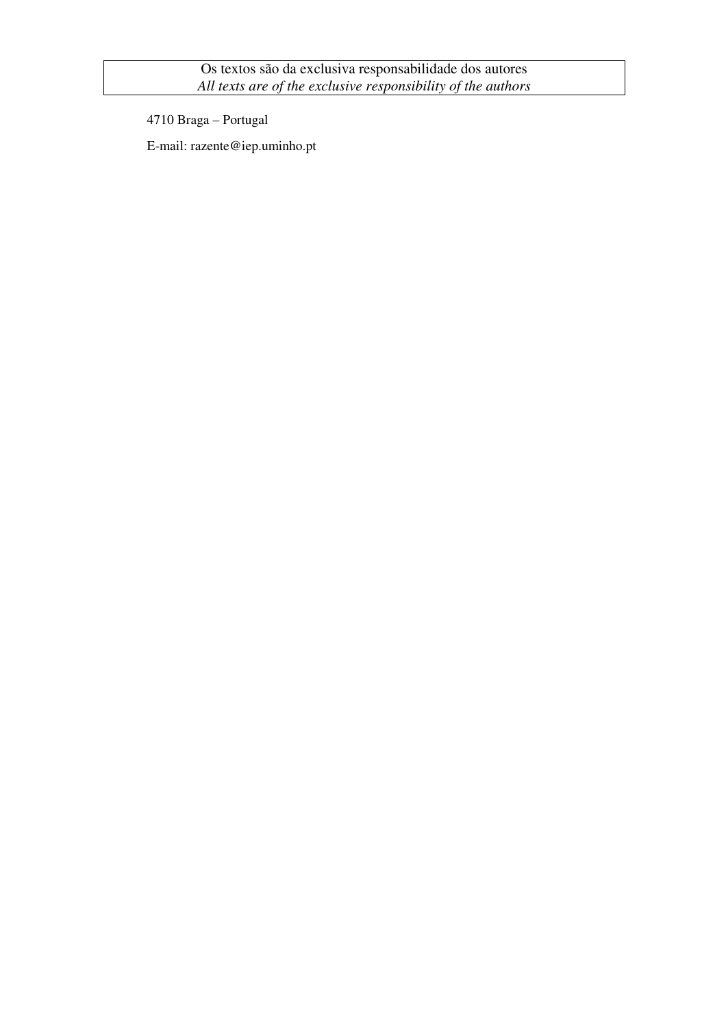Os textos são da exclusiva responsabilidade dos autores
*All texts are of the exclusive responsibility of the authors*

4710 Braga – Portugal

E-mail: razente@iep.uminho.pt